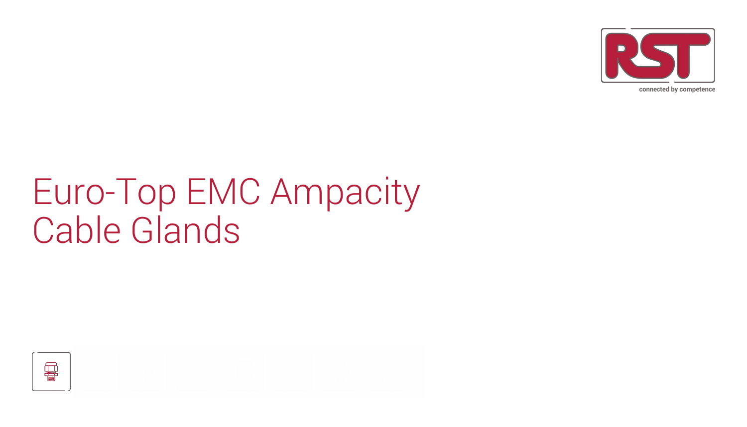# Euro-Top EMC Ampacity Cable Glands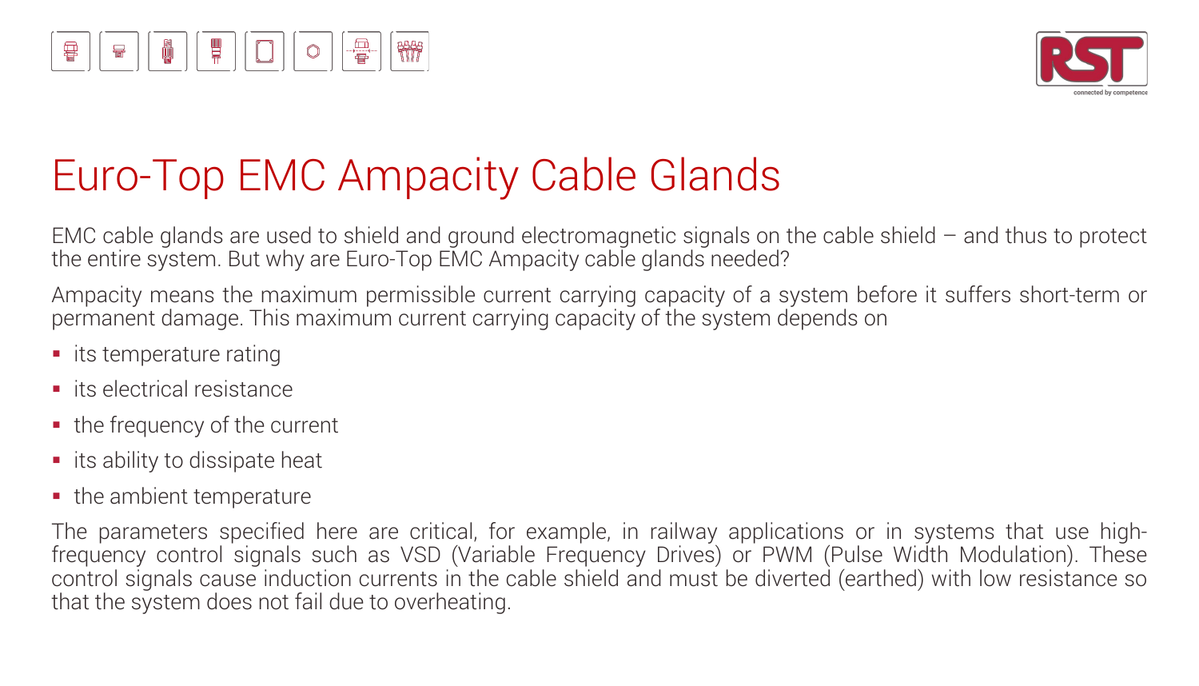# Euro-Top EMC Ampacity Cable Glands

EMC cable glands are used to shield and ground electromagnetic signals on the cable shield – and thus to protect the entire system. But why are Euro-Top EMC Ampacity cable glands needed?

Ampacity means the maximum permissible current carrying capacity of a system before it suffers short-term or permanent damage. This maximum current carrying capacity of the system depends on

- its temperature rating
- its electrical resistance
- the frequency of the current
- its ability to dissipate heat
- the ambient temperature

The parameters specified here are critical, for example, in railway applications or in systems that use high-frequency control signals such as VSD (Variable Frequency Drives) or PWM (Pulse Width Modulation). These control signals cause induction currents in the cable shield and must be diverted (earthed) with low resistance so that the system does not fail due to overheating.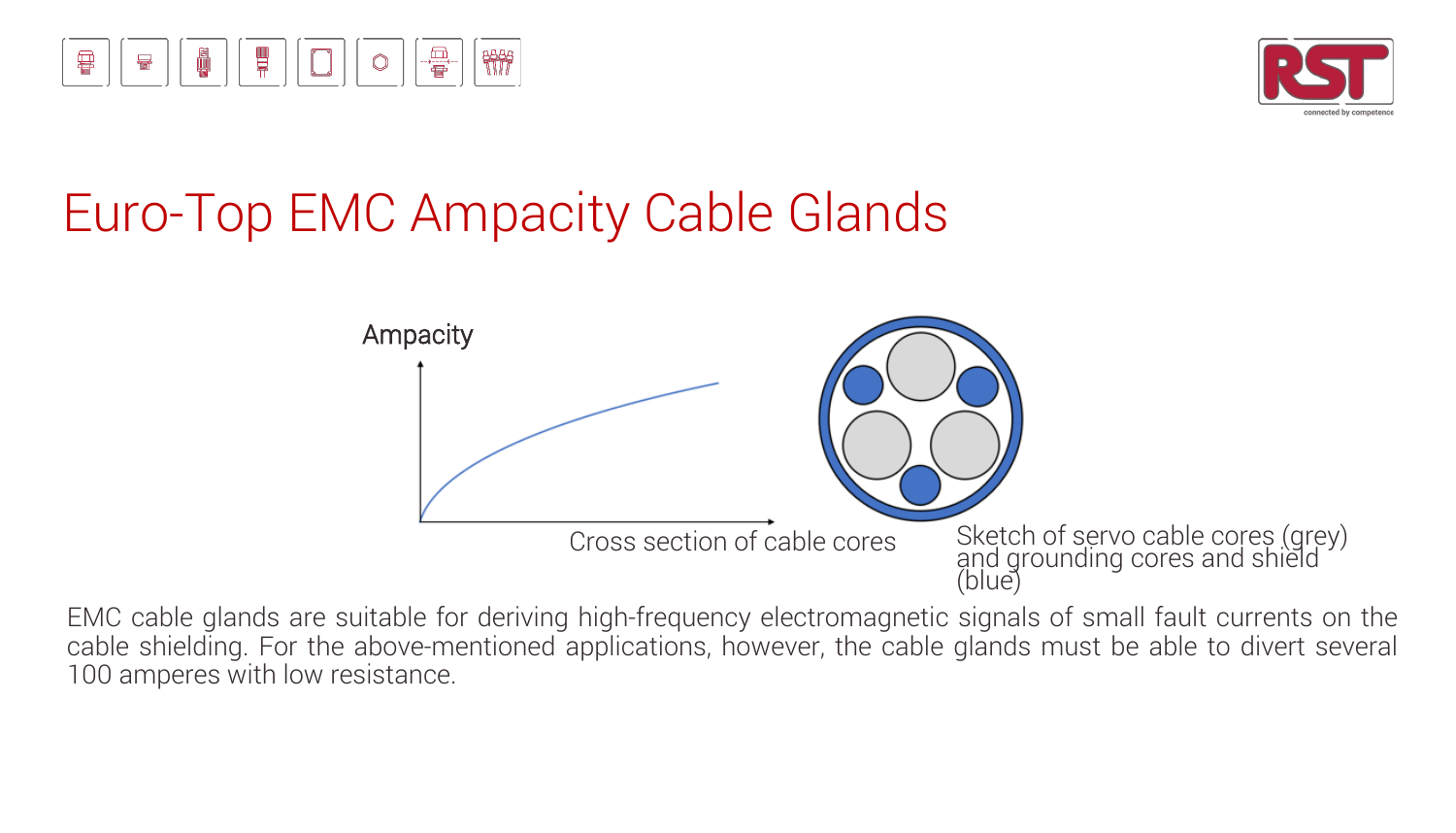# Euro-Top EMC Ampacity Cable Glands

Ampacity

Cross section of cable cores

Sketch of servo cable cores (grey) and grounding cores and shield (blue)

EMC cable glands are suitable for deriving high-frequency electromagnetic signals of small fault currents on the cable shielding. For the above-mentioned applications, however, the cable glands must be able to divert several 100 amperes with low resistance.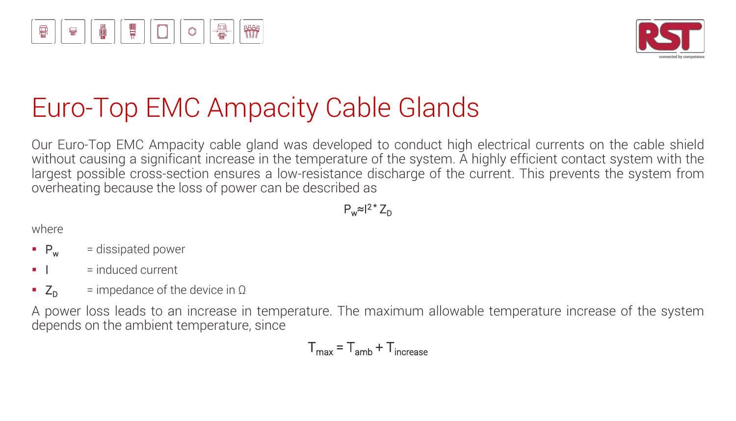# Euro-Top EMC Ampacity Cable Glands

Our Euro-Top EMC Ampacity cable gland was developed to conduct high electrical currents on the cable shield without causing a significant increase in the temperature of the system. A highly efficient contact system with the largest possible cross-section ensures a low-resistance discharge of the current. This prevents the system from overheating because the loss of power can be described as

$$P_w \approx I^2 * Z_D$$

where

- $P_w$ = dissipated power
- $I$ = induced current
- $Z_D$ = impedance of the device in Ω

A power loss leads to an increase in temperature. The maximum allowable temperature increase of the system depends on the ambient temperature, since

$$T_{max} = T_{amb} + T_{increase}$$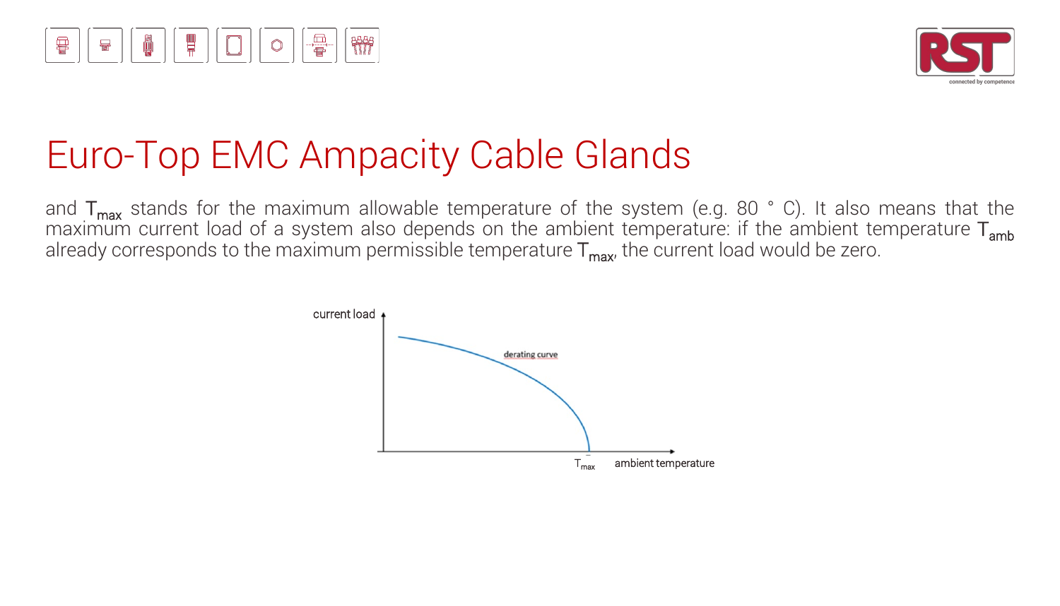# Euro-Top EMC Ampacity Cable Glands

and $T_{max}$ stands for the maximum allowable temperature of the system (e.g. 80 ° C). It also means that the maximum current load of a system also depends on the ambient temperature: if the ambient temperature $T_{amb}$ already corresponds to the maximum permissible temperature $T_{max}$, the current load would be zero.

current load

derating curve

$T_{max}$ ambient temperature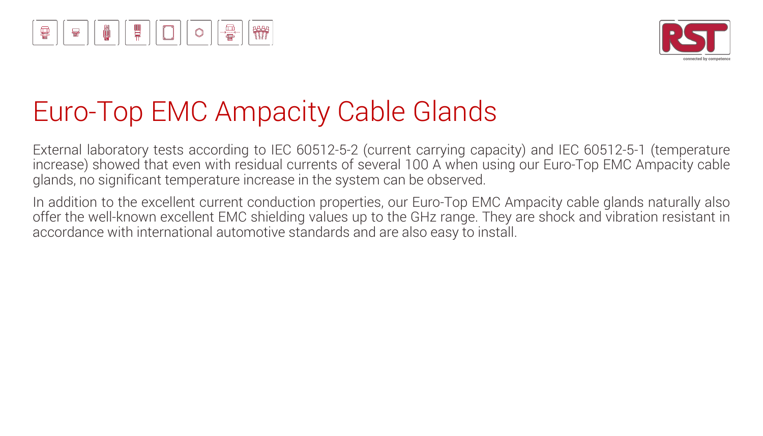# Euro-Top EMC Ampacity Cable Glands

External laboratory tests according to IEC 60512-5-2 (current carrying capacity) and IEC 60512-5-1 (temperature increase) showed that even with residual currents of several 100 A when using our Euro-Top EMC Ampacity cable glands, no significant temperature increase in the system can be observed.

In addition to the excellent current conduction properties, our Euro-Top EMC Ampacity cable glands naturally also offer the well-known excellent EMC shielding values up to the GHz range. They are shock and vibration resistant in accordance with international automotive standards and are also easy to install.